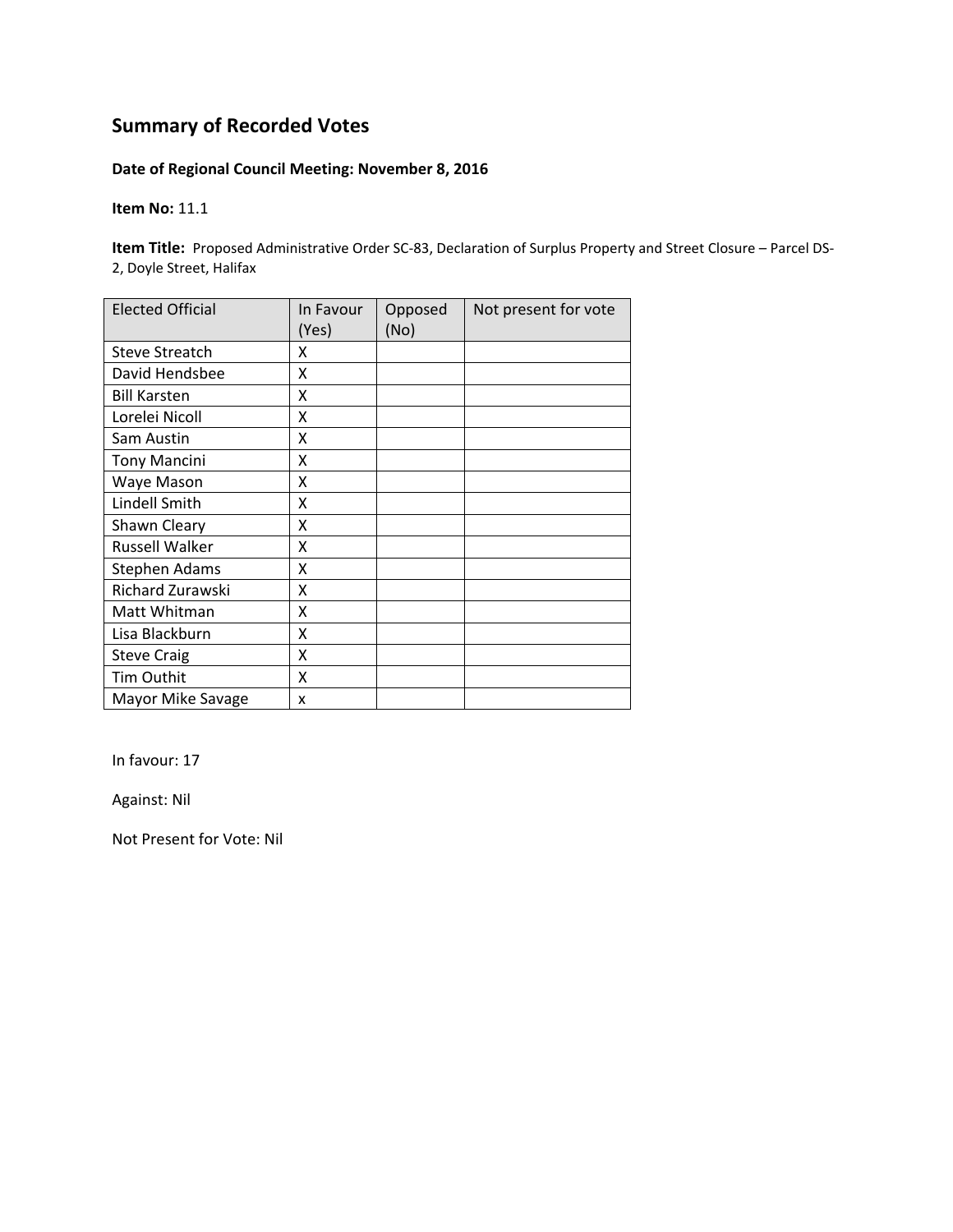# Summary of Recorded Votes

**Date of Regional Council Meeting: November 8, 2016**

**Item No:** 11.1

**Item Title:** Proposed Administrative Order SC-83, Declaration of Surplus Property and Street Closure – Parcel DS-2, Doyle Street, Halifax

| Elected Official | In Favour (Yes) | Opposed (No) | Not present for vote |
|---|---|---|---|
| Steve Streatch | X | | |
| David Hendsbee | X | | |
| Bill Karsten | X | | |
| Lorelei Nicoll | X | | |
| Sam Austin | X | | |
| Tony Mancini | X | | |
| Waye Mason | X | | |
| Lindell Smith | X | | |
| Shawn Cleary | X | | |
| Russell Walker | X | | |
| Stephen Adams | X | | |
| Richard Zurawski | X | | |
| Matt Whitman | X | | |
| Lisa Blackburn | X | | |
| Steve Craig | X | | |
| Tim Outhit | X | | |
| Mayor Mike Savage | x | | |

In favour: 17

Against: Nil

Not Present for Vote: Nil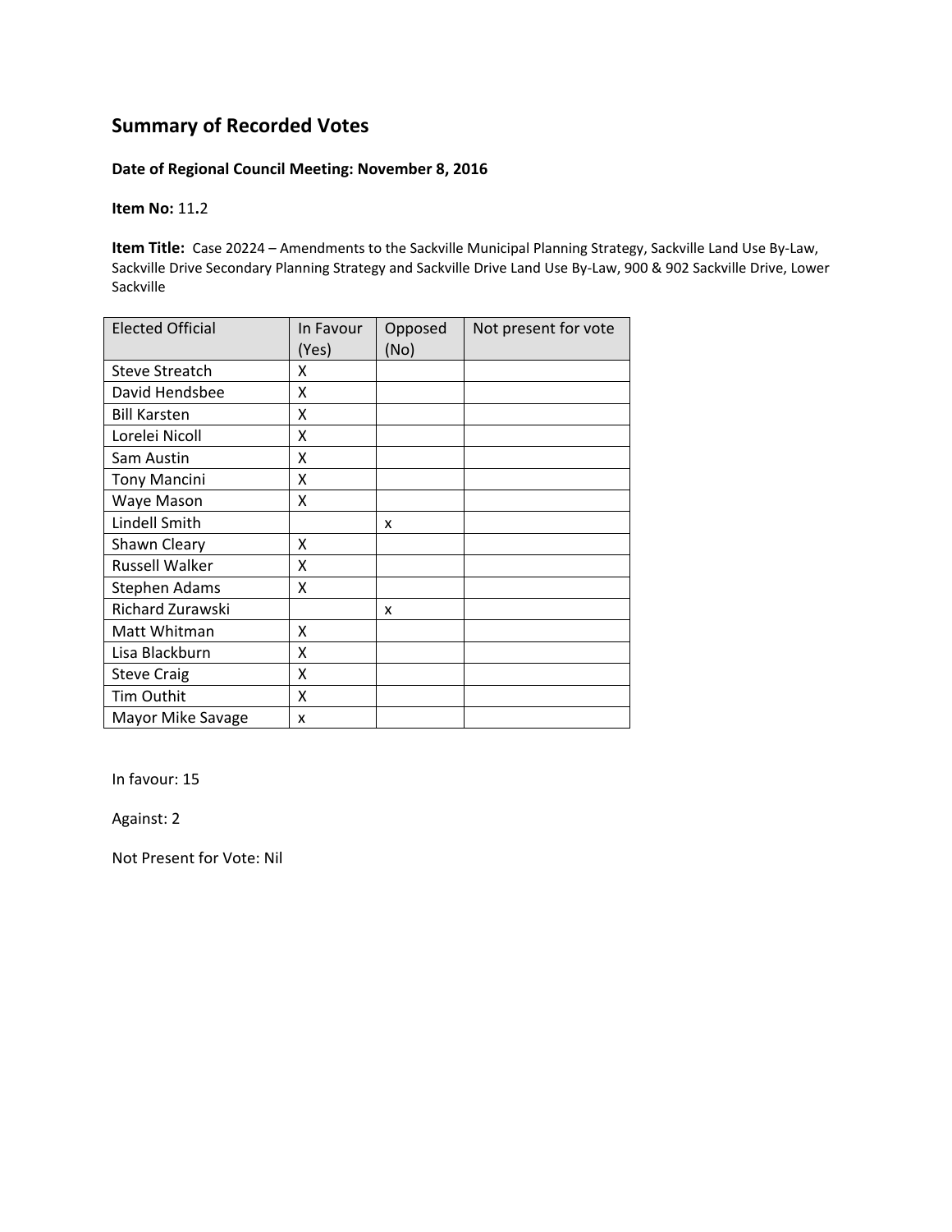# Summary of Recorded Votes

**Date of Regional Council Meeting: November 8, 2016**

**Item No:** 11.2

**Item Title:** Case 20224 – Amendments to the Sackville Municipal Planning Strategy, Sackville Land Use By-Law, Sackville Drive Secondary Planning Strategy and Sackville Drive Land Use By-Law, 900 & 902 Sackville Drive, Lower Sackville

| Elected Official | In Favour (Yes) | Opposed (No) | Not present for vote |
|---|---|---|---|
| Steve Streatch | X | | |
| David Hendsbee | X | | |
| Bill Karsten | X | | |
| Lorelei Nicoll | X | | |
| Sam Austin | X | | |
| Tony Mancini | X | | |
| Waye Mason | X | | |
| Lindell Smith | | x | |
| Shawn Cleary | X | | |
| Russell Walker | X | | |
| Stephen Adams | X | | |
| Richard Zurawski | | x | |
| Matt Whitman | X | | |
| Lisa Blackburn | X | | |
| Steve Craig | X | | |
| Tim Outhit | X | | |
| Mayor Mike Savage | x | | |

In favour: 15

Against: 2

Not Present for Vote: Nil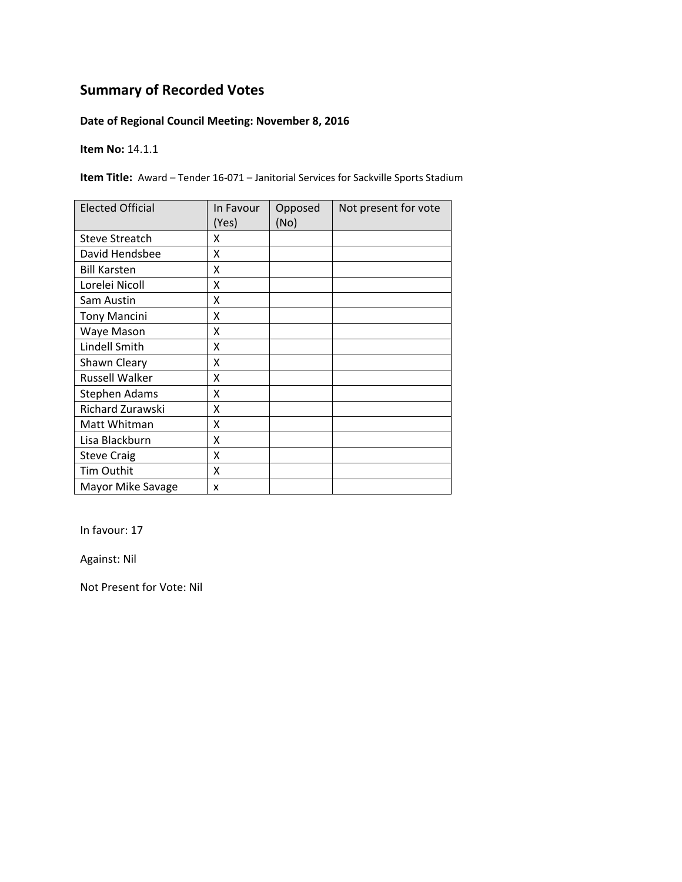## Summary of Recorded Votes

**Date of Regional Council Meeting: November 8, 2016**

**Item No:** 14.1.1

**Item Title:** Award – Tender 16-071 – Janitorial Services for Sackville Sports Stadium

| Elected Official | In Favour (Yes) | Opposed (No) | Not present for vote |
|---|---|---|---|
| Steve Streatch | X | | |
| David Hendsbee | X | | |
| Bill Karsten | X | | |
| Lorelei Nicoll | X | | |
| Sam Austin | X | | |
| Tony Mancini | X | | |
| Waye Mason | X | | |
| Lindell Smith | X | | |
| Shawn Cleary | X | | |
| Russell Walker | X | | |
| Stephen Adams | X | | |
| Richard Zurawski | X | | |
| Matt Whitman | X | | |
| Lisa Blackburn | X | | |
| Steve Craig | X | | |
| Tim Outhit | X | | |
| Mayor Mike Savage | x | | |

In favour: 17

Against: Nil

Not Present for Vote: Nil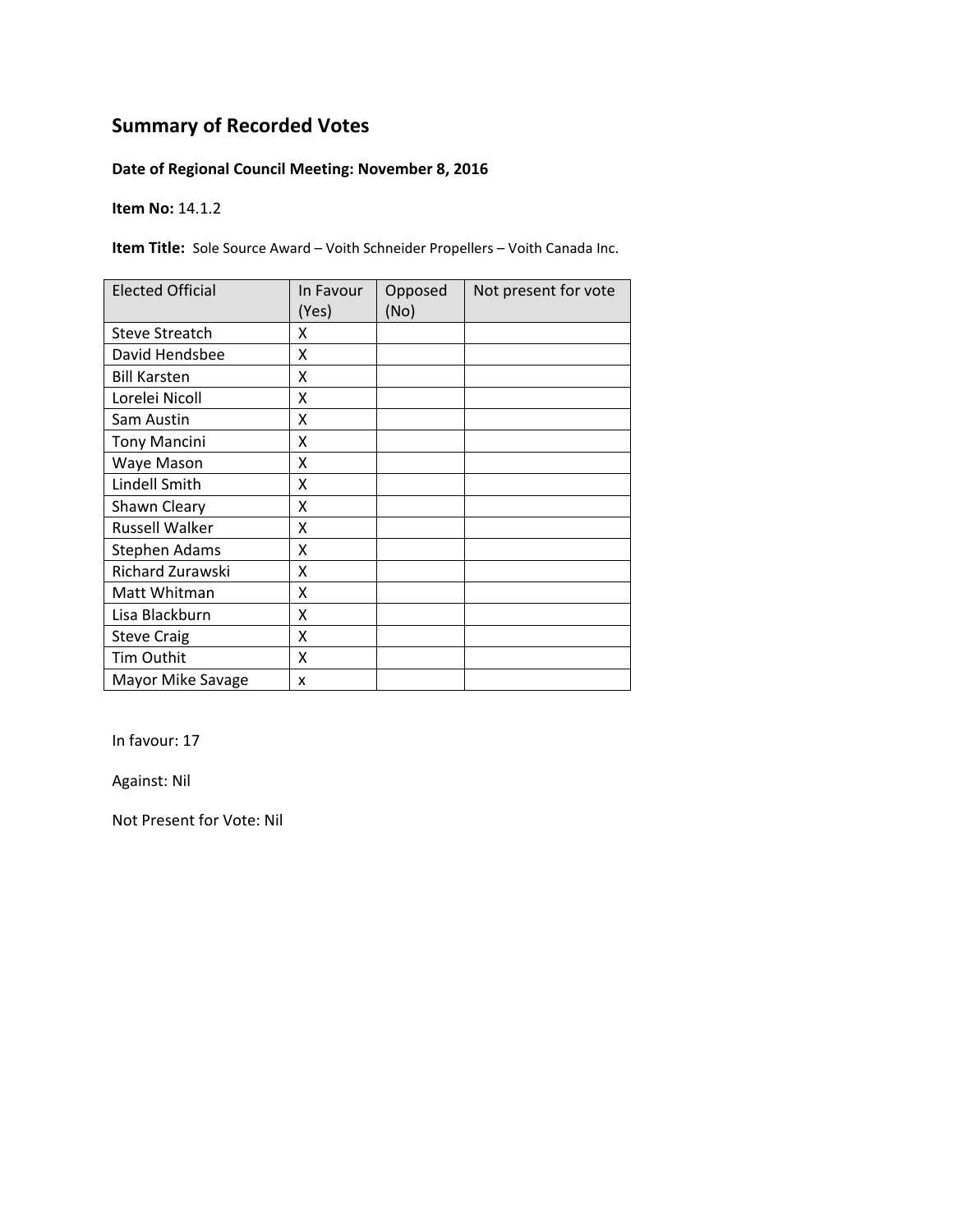# Summary of Recorded Votes

**Date of Regional Council Meeting: November 8, 2016**

**Item No:** 14.1.2

**Item Title:** Sole Source Award – Voith Schneider Propellers – Voith Canada Inc.

| Elected Official | In Favour (Yes) | Opposed (No) | Not present for vote |
|---|---|---|---|
| Steve Streatch | X | | |
| David Hendsbee | X | | |
| Bill Karsten | X | | |
| Lorelei Nicoll | X | | |
| Sam Austin | X | | |
| Tony Mancini | X | | |
| Waye Mason | X | | |
| Lindell Smith | X | | |
| Shawn Cleary | X | | |
| Russell Walker | X | | |
| Stephen Adams | X | | |
| Richard Zurawski | X | | |
| Matt Whitman | X | | |
| Lisa Blackburn | X | | |
| Steve Craig | X | | |
| Tim Outhit | X | | |
| Mayor Mike Savage | x | | |

In favour: 17

Against: Nil

Not Present for Vote: Nil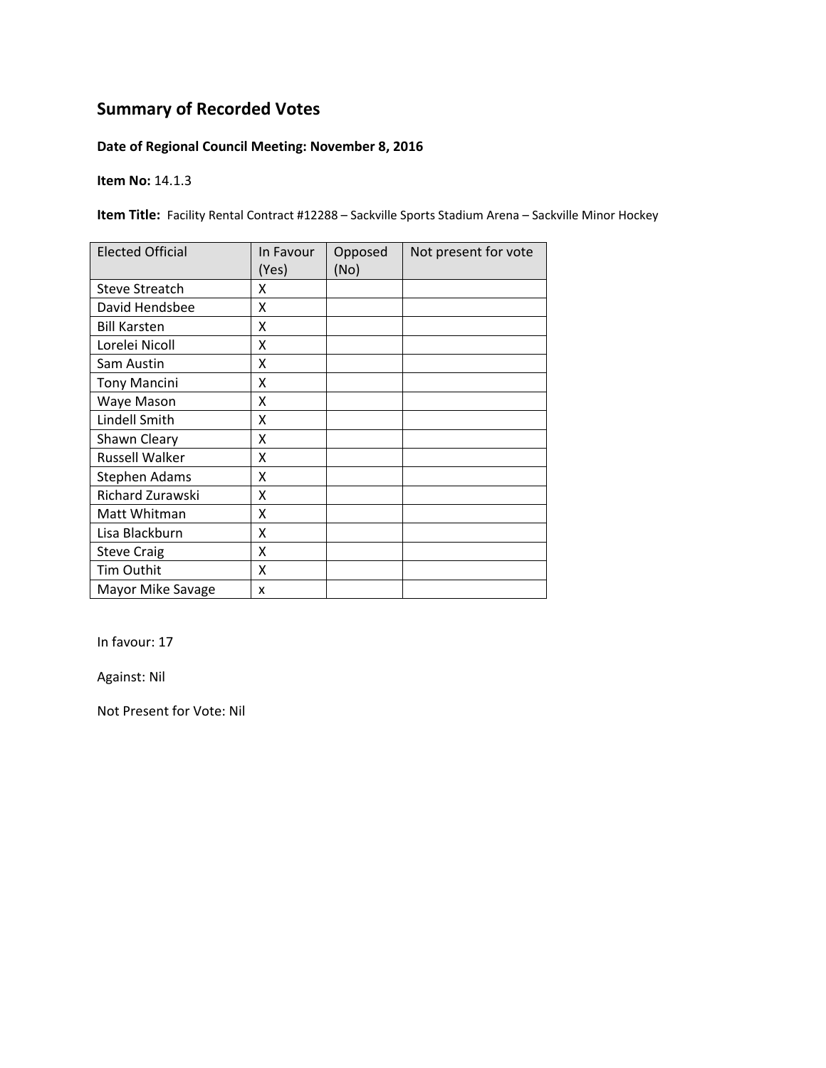## Summary of Recorded Votes

**Date of Regional Council Meeting: November 8, 2016**

**Item No:** 14.1.3

**Item Title:** Facility Rental Contract #12288 – Sackville Sports Stadium Arena – Sackville Minor Hockey

| Elected Official | In Favour (Yes) | Opposed (No) | Not present for vote |
|---|---|---|---|
| Steve Streatch | X | | |
| David Hendsbee | X | | |
| Bill Karsten | X | | |
| Lorelei Nicoll | X | | |
| Sam Austin | X | | |
| Tony Mancini | X | | |
| Waye Mason | X | | |
| Lindell Smith | X | | |
| Shawn Cleary | X | | |
| Russell Walker | X | | |
| Stephen Adams | X | | |
| Richard Zurawski | X | | |
| Matt Whitman | X | | |
| Lisa Blackburn | X | | |
| Steve Craig | X | | |
| Tim Outhit | X | | |
| Mayor Mike Savage | x | | |

In favour: 17

Against: Nil

Not Present for Vote: Nil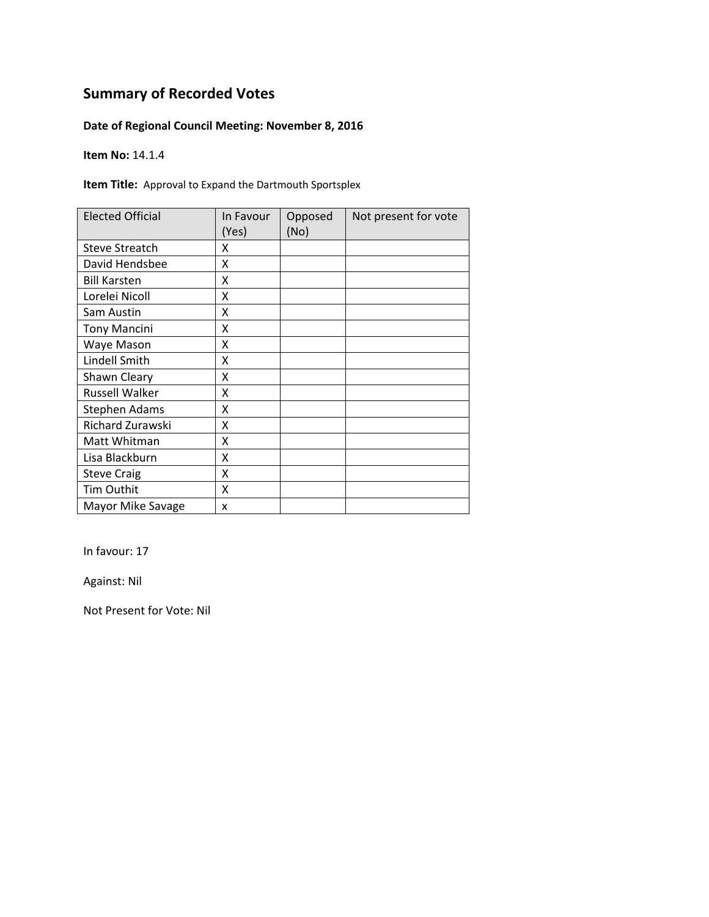## Summary of Recorded Votes

**Date of Regional Council Meeting: November 8, 2016**

**Item No:** 14.1.4

**Item Title:** Approval to Expand the Dartmouth Sportsplex

| Elected Official | In Favour (Yes) | Opposed (No) | Not present for vote |
|---|---|---|---|
| Steve Streatch | X | | |
| David Hendsbee | X | | |
| Bill Karsten | X | | |
| Lorelei Nicoll | X | | |
| Sam Austin | X | | |
| Tony Mancini | X | | |
| Waye Mason | X | | |
| Lindell Smith | X | | |
| Shawn Cleary | X | | |
| Russell Walker | X | | |
| Stephen Adams | X | | |
| Richard Zurawski | X | | |
| Matt Whitman | X | | |
| Lisa Blackburn | X | | |
| Steve Craig | X | | |
| Tim Outhit | X | | |
| Mayor Mike Savage | x | | |

In favour: 17

Against: Nil

Not Present for Vote: Nil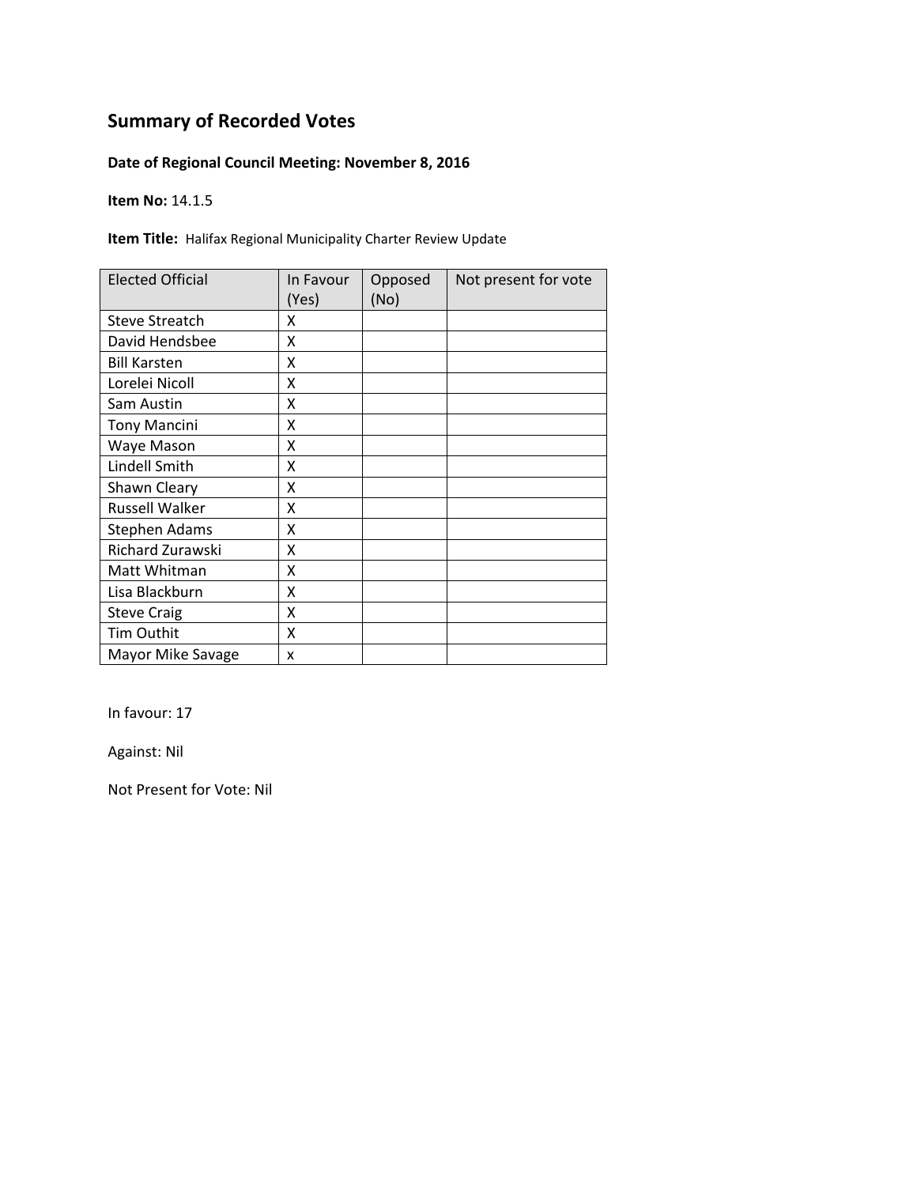# Summary of Recorded Votes

**Date of Regional Council Meeting: November 8, 2016**

**Item No:** 14.1.5

**Item Title:** Halifax Regional Municipality Charter Review Update

| Elected Official | In Favour (Yes) | Opposed (No) | Not present for vote |
|---|---|---|---|
| Steve Streatch | X | | |
| David Hendsbee | X | | |
| Bill Karsten | X | | |
| Lorelei Nicoll | X | | |
| Sam Austin | X | | |
| Tony Mancini | X | | |
| Waye Mason | X | | |
| Lindell Smith | X | | |
| Shawn Cleary | X | | |
| Russell Walker | X | | |
| Stephen Adams | X | | |
| Richard Zurawski | X | | |
| Matt Whitman | X | | |
| Lisa Blackburn | X | | |
| Steve Craig | X | | |
| Tim Outhit | X | | |
| Mayor Mike Savage | x | | |

In favour: 17

Against: Nil

Not Present for Vote: Nil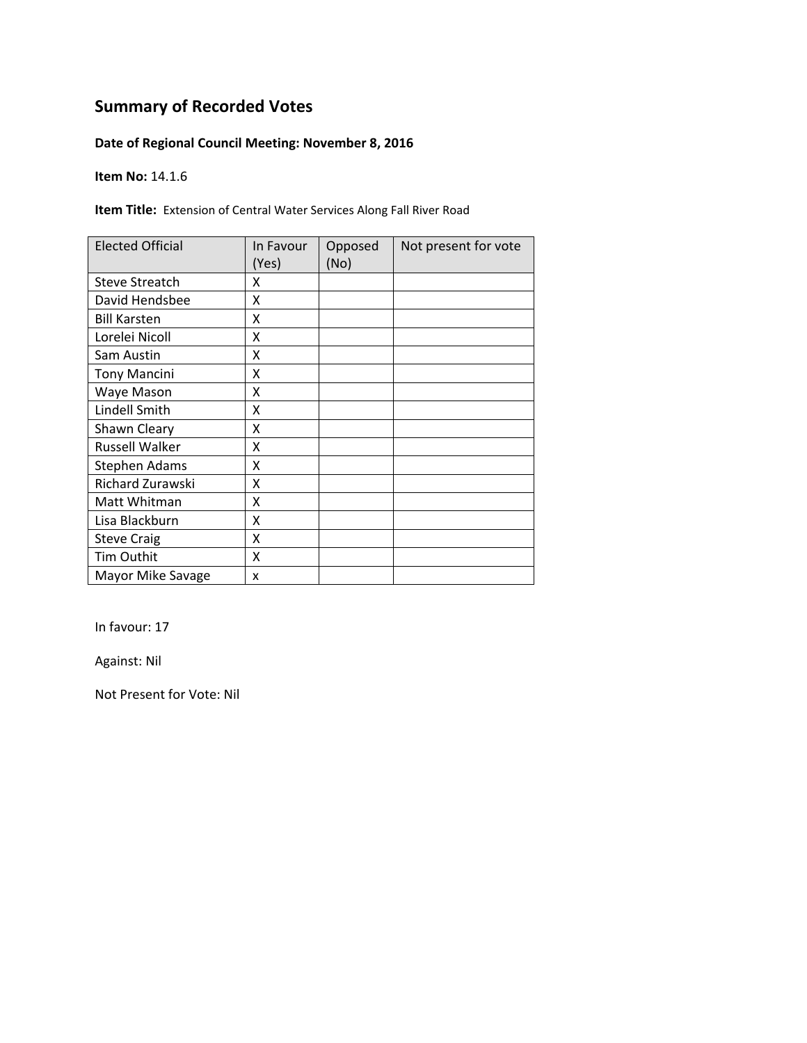# Summary of Recorded Votes

**Date of Regional Council Meeting: November 8, 2016**

**Item No:** 14.1.6

**Item Title:** Extension of Central Water Services Along Fall River Road

| Elected Official | In Favour (Yes) | Opposed (No) | Not present for vote |
|---|---|---|---|
| Steve Streatch | X | | |
| David Hendsbee | X | | |
| Bill Karsten | X | | |
| Lorelei Nicoll | X | | |
| Sam Austin | X | | |
| Tony Mancini | X | | |
| Waye Mason | X | | |
| Lindell Smith | X | | |
| Shawn Cleary | X | | |
| Russell Walker | X | | |
| Stephen Adams | X | | |
| Richard Zurawski | X | | |
| Matt Whitman | X | | |
| Lisa Blackburn | X | | |
| Steve Craig | X | | |
| Tim Outhit | X | | |
| Mayor Mike Savage | x | | |

In favour: 17

Against: Nil

Not Present for Vote: Nil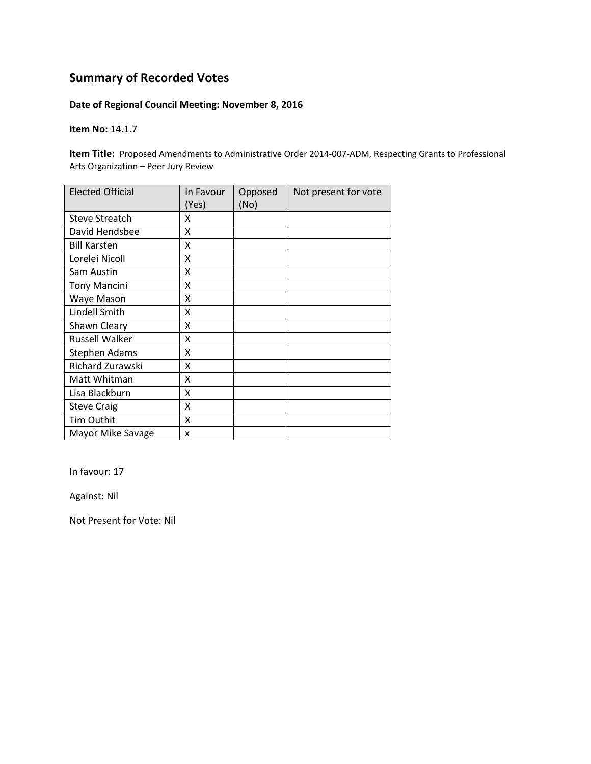## Summary of Recorded Votes

**Date of Regional Council Meeting: November 8, 2016**

**Item No:** 14.1.7

**Item Title:** Proposed Amendments to Administrative Order 2014-007-ADM, Respecting Grants to Professional Arts Organization – Peer Jury Review

| Elected Official | In Favour (Yes) | Opposed (No) | Not present for vote |
|---|---|---|---|
| Steve Streatch | X | | |
| David Hendsbee | X | | |
| Bill Karsten | X | | |
| Lorelei Nicoll | X | | |
| Sam Austin | X | | |
| Tony Mancini | X | | |
| Waye Mason | X | | |
| Lindell Smith | X | | |
| Shawn Cleary | X | | |
| Russell Walker | X | | |
| Stephen Adams | X | | |
| Richard Zurawski | X | | |
| Matt Whitman | X | | |
| Lisa Blackburn | X | | |
| Steve Craig | X | | |
| Tim Outhit | X | | |
| Mayor Mike Savage | x | | |

In favour: 17

Against: Nil

Not Present for Vote: Nil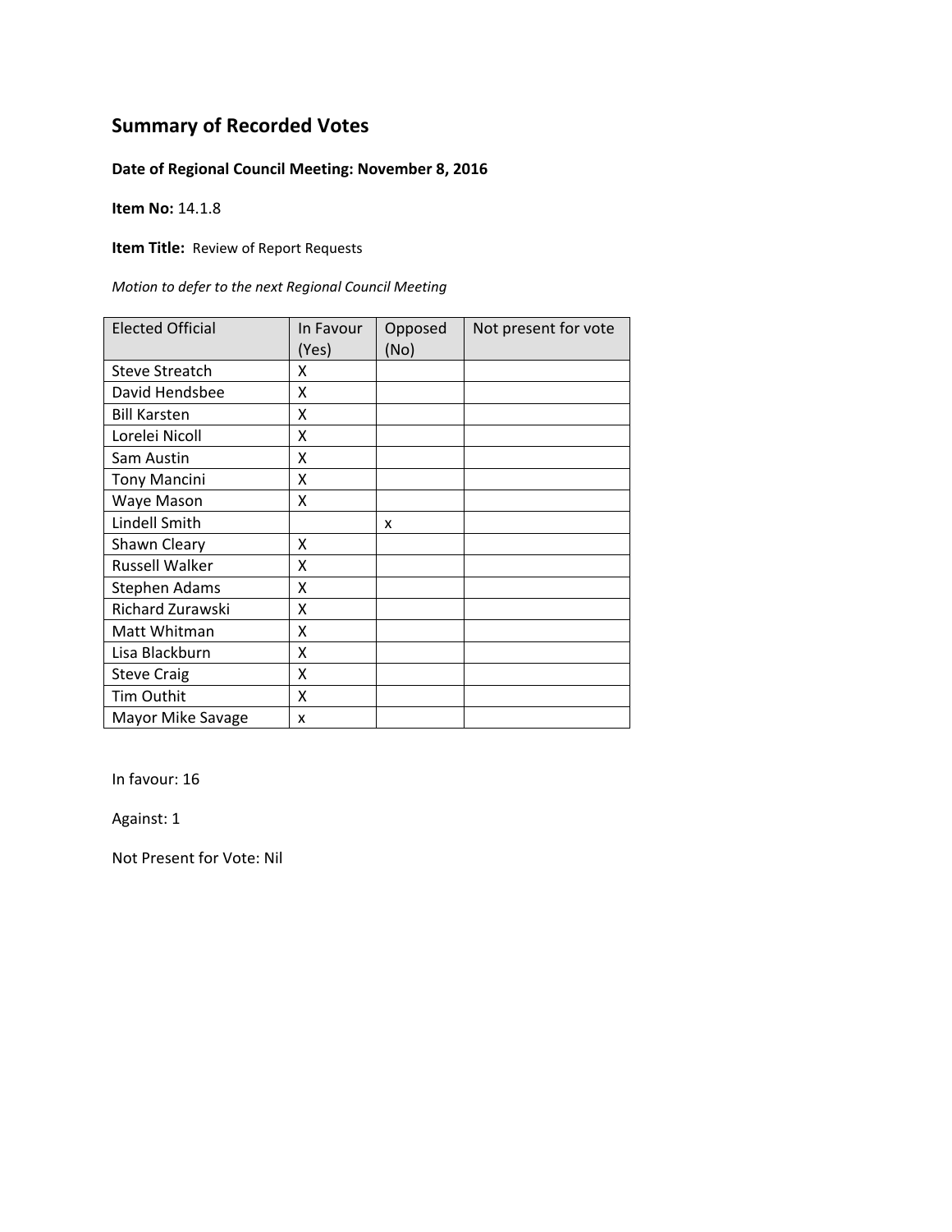# Summary of Recorded Votes

**Date of Regional Council Meeting: November 8, 2016**

**Item No:** 14.1.8

**Item Title:** Review of Report Requests

*Motion to defer to the next Regional Council Meeting*

| Elected Official | In Favour (Yes) | Opposed (No) | Not present for vote |
|---|---|---|---|
| Steve Streatch | X | | |
| David Hendsbee | X | | |
| Bill Karsten | X | | |
| Lorelei Nicoll | X | | |
| Sam Austin | X | | |
| Tony Mancini | X | | |
| Waye Mason | X | | |
| Lindell Smith | | x | |
| Shawn Cleary | X | | |
| Russell Walker | X | | |
| Stephen Adams | X | | |
| Richard Zurawski | X | | |
| Matt Whitman | X | | |
| Lisa Blackburn | X | | |
| Steve Craig | X | | |
| Tim Outhit | X | | |
| Mayor Mike Savage | x | | |

In favour: 16

Against: 1

Not Present for Vote: Nil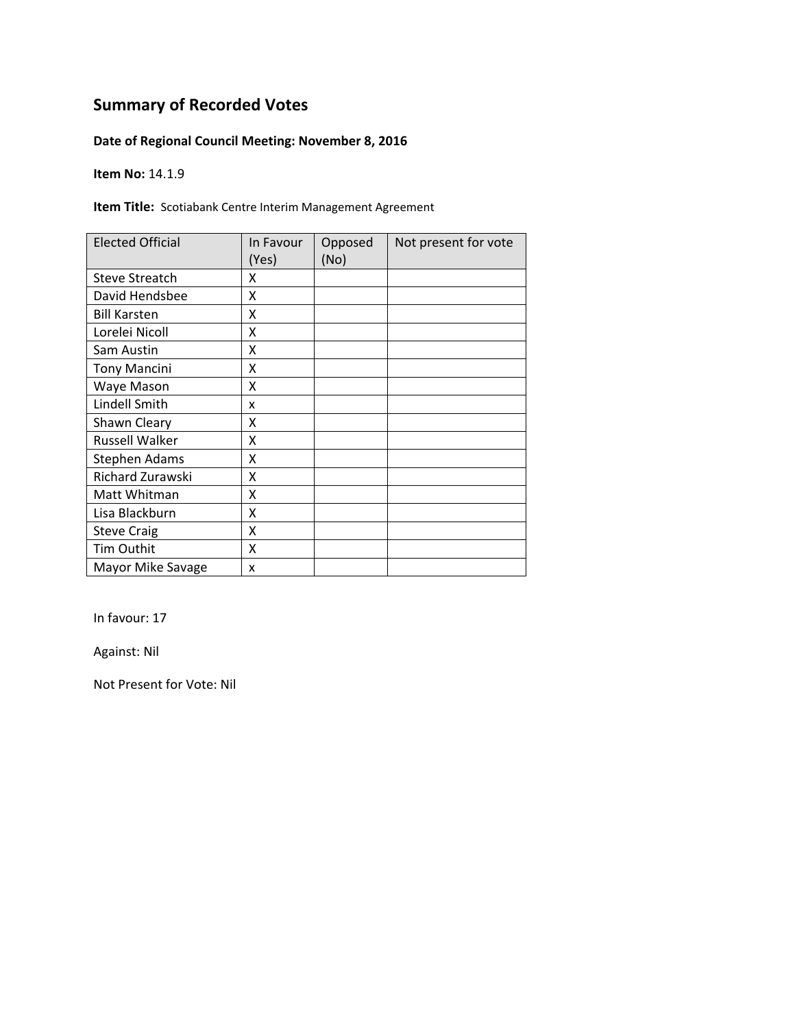## Summary of Recorded Votes

**Date of Regional Council Meeting: November 8, 2016**

**Item No:** 14.1.9

**Item Title:** Scotiabank Centre Interim Management Agreement

| Elected Official | In Favour (Yes) | Opposed (No) | Not present for vote |
|---|---|---|---|
| Steve Streatch | X | | |
| David Hendsbee | X | | |
| Bill Karsten | X | | |
| Lorelei Nicoll | X | | |
| Sam Austin | X | | |
| Tony Mancini | X | | |
| Waye Mason | X | | |
| Lindell Smith | x | | |
| Shawn Cleary | X | | |
| Russell Walker | X | | |
| Stephen Adams | X | | |
| Richard Zurawski | X | | |
| Matt Whitman | X | | |
| Lisa Blackburn | X | | |
| Steve Craig | X | | |
| Tim Outhit | X | | |
| Mayor Mike Savage | x | | |

In favour: 17

Against: Nil

Not Present for Vote: Nil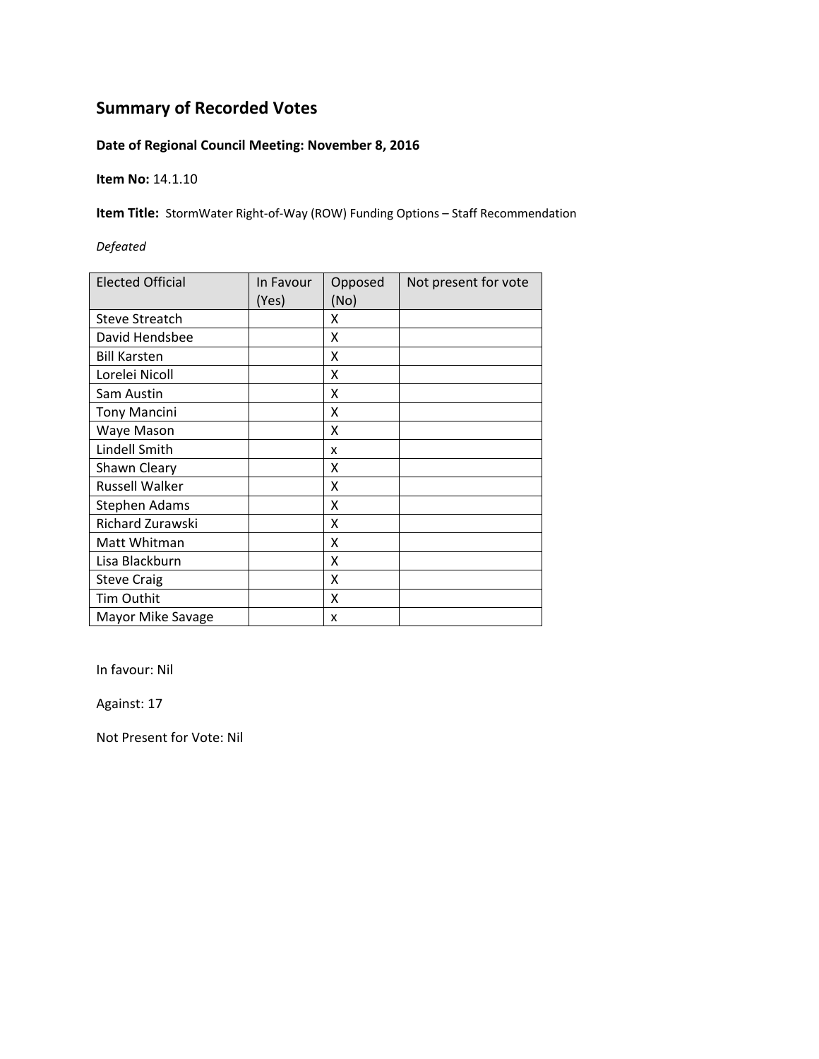## Summary of Recorded Votes

**Date of Regional Council Meeting: November 8, 2016**

**Item No:** 14.1.10

**Item Title:** StormWater Right-of-Way (ROW) Funding Options – Staff Recommendation

*Defeated*

| Elected Official | In Favour (Yes) | Opposed (No) | Not present for vote |
|---|---|---|---|
| Steve Streatch | | X | |
| David Hendsbee | | X | |
| Bill Karsten | | X | |
| Lorelei Nicoll | | X | |
| Sam Austin | | X | |
| Tony Mancini | | X | |
| Waye Mason | | X | |
| Lindell Smith | | x | |
| Shawn Cleary | | X | |
| Russell Walker | | X | |
| Stephen Adams | | X | |
| Richard Zurawski | | X | |
| Matt Whitman | | X | |
| Lisa Blackburn | | X | |
| Steve Craig | | X | |
| Tim Outhit | | X | |
| Mayor Mike Savage | | x | |

In favour: Nil

Against: 17

Not Present for Vote: Nil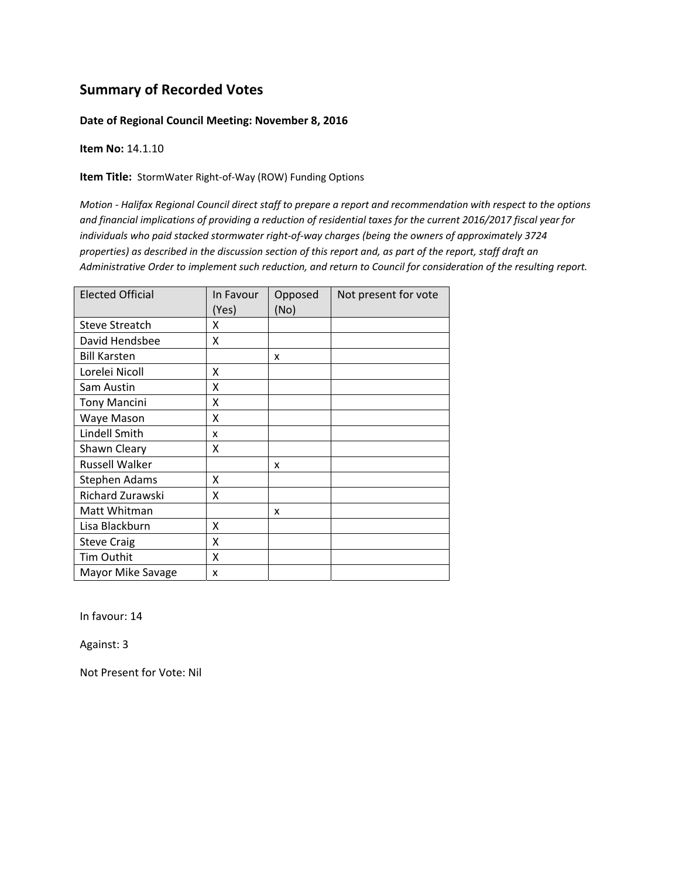# Summary of Recorded Votes

**Date of Regional Council Meeting: November 8, 2016**

**Item No:** 14.1.10

**Item Title:** StormWater Right-of-Way (ROW) Funding Options

*Motion - Halifax Regional Council direct staff to prepare a report and recommendation with respect to the options and financial implications of providing a reduction of residential taxes for the current 2016/2017 fiscal year for individuals who paid stacked stormwater right-of-way charges (being the owners of approximately 3724 properties) as described in the discussion section of this report and, as part of the report, staff draft an Administrative Order to implement such reduction, and return to Council for consideration of the resulting report.*

| Elected Official | In Favour (Yes) | Opposed (No) | Not present for vote |
|---|---|---|---|
| Steve Streatch | X | | |
| David Hendsbee | X | | |
| Bill Karsten | | x | |
| Lorelei Nicoll | X | | |
| Sam Austin | X | | |
| Tony Mancini | X | | |
| Waye Mason | X | | |
| Lindell Smith | x | | |
| Shawn Cleary | X | | |
| Russell Walker | | x | |
| Stephen Adams | X | | |
| Richard Zurawski | X | | |
| Matt Whitman | | x | |
| Lisa Blackburn | X | | |
| Steve Craig | X | | |
| Tim Outhit | X | | |
| Mayor Mike Savage | x | | |

In favour: 14

Against: 3

Not Present for Vote: Nil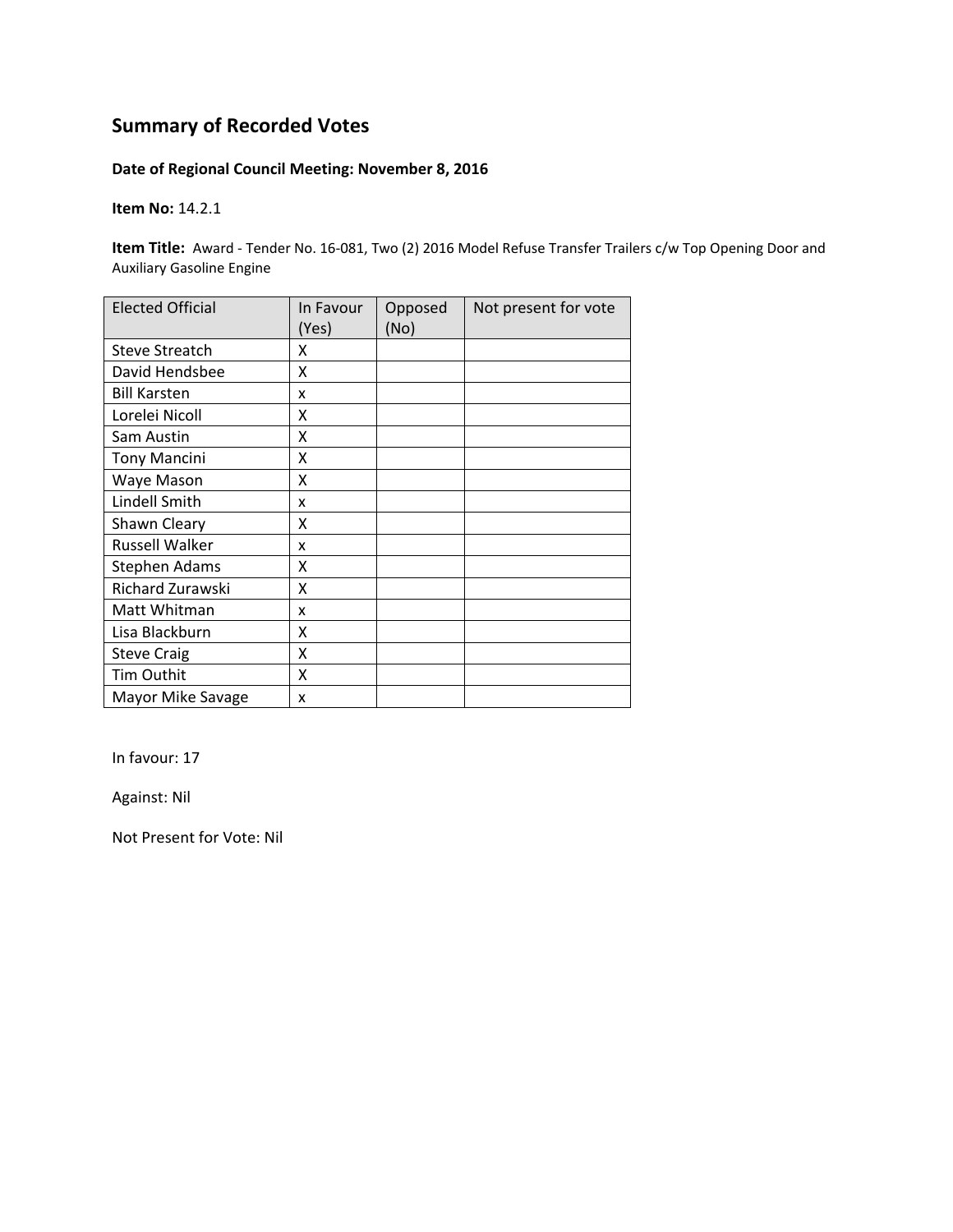## Summary of Recorded Votes

**Date of Regional Council Meeting: November 8, 2016**

**Item No:** 14.2.1

**Item Title:** Award - Tender No. 16-081, Two (2) 2016 Model Refuse Transfer Trailers c/w Top Opening Door and Auxiliary Gasoline Engine

| Elected Official | In Favour (Yes) | Opposed (No) | Not present for vote |
| --- | --- | --- | --- |
| Steve Streatch | X | | |
| David Hendsbee | X | | |
| Bill Karsten | x | | |
| Lorelei Nicoll | X | | |
| Sam Austin | X | | |
| Tony Mancini | X | | |
| Waye Mason | X | | |
| Lindell Smith | x | | |
| Shawn Cleary | X | | |
| Russell Walker | x | | |
| Stephen Adams | X | | |
| Richard Zurawski | X | | |
| Matt Whitman | x | | |
| Lisa Blackburn | X | | |
| Steve Craig | X | | |
| Tim Outhit | X | | |
| Mayor Mike Savage | x | | |

In favour: 17

Against: Nil

Not Present for Vote: Nil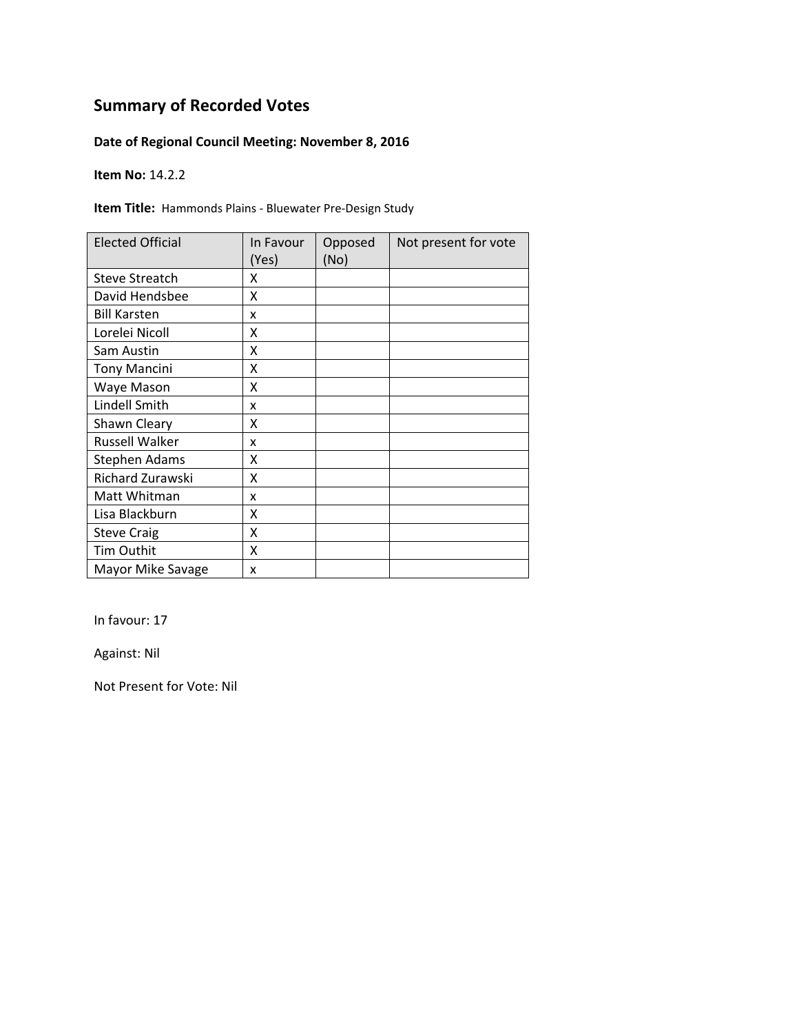## Summary of Recorded Votes

**Date of Regional Council Meeting: November 8, 2016**

**Item No:** 14.2.2

**Item Title:** Hammonds Plains - Bluewater Pre-Design Study

| Elected Official | In Favour (Yes) | Opposed (No) | Not present for vote |
|---|---|---|---|
| Steve Streatch | X | | |
| David Hendsbee | X | | |
| Bill Karsten | x | | |
| Lorelei Nicoll | X | | |
| Sam Austin | X | | |
| Tony Mancini | X | | |
| Waye Mason | X | | |
| Lindell Smith | x | | |
| Shawn Cleary | X | | |
| Russell Walker | x | | |
| Stephen Adams | X | | |
| Richard Zurawski | X | | |
| Matt Whitman | x | | |
| Lisa Blackburn | X | | |
| Steve Craig | X | | |
| Tim Outhit | X | | |
| Mayor Mike Savage | x | | |

In favour: 17

Against: Nil

Not Present for Vote: Nil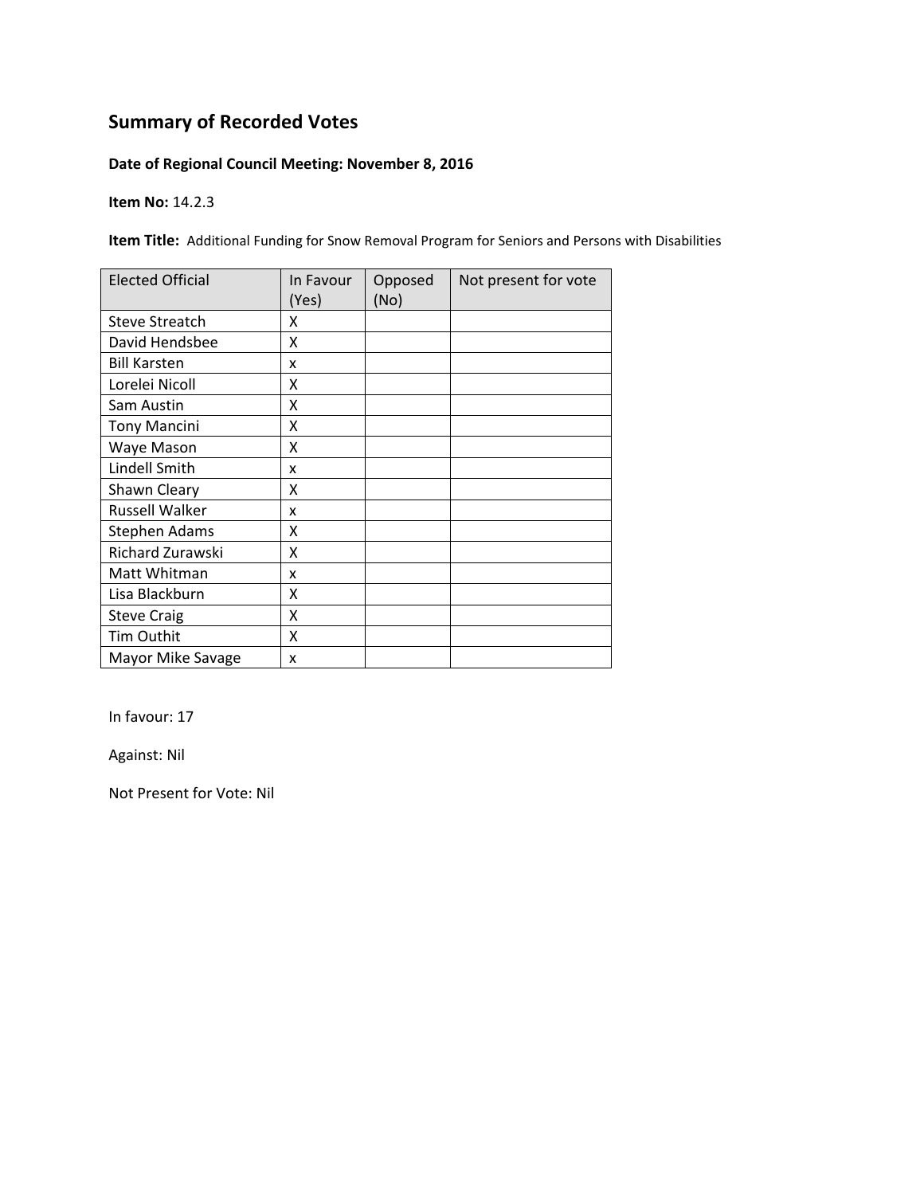## Summary of Recorded Votes

**Date of Regional Council Meeting: November 8, 2016**

**Item No:** 14.2.3

**Item Title:** Additional Funding for Snow Removal Program for Seniors and Persons with Disabilities

| Elected Official | In Favour (Yes) | Opposed (No) | Not present for vote |
|---|---|---|---|
| Steve Streatch | X | | |
| David Hendsbee | X | | |
| Bill Karsten | x | | |
| Lorelei Nicoll | X | | |
| Sam Austin | X | | |
| Tony Mancini | X | | |
| Waye Mason | X | | |
| Lindell Smith | x | | |
| Shawn Cleary | X | | |
| Russell Walker | x | | |
| Stephen Adams | X | | |
| Richard Zurawski | X | | |
| Matt Whitman | x | | |
| Lisa Blackburn | X | | |
| Steve Craig | X | | |
| Tim Outhit | X | | |
| Mayor Mike Savage | x | | |

In favour: 17

Against: Nil

Not Present for Vote: Nil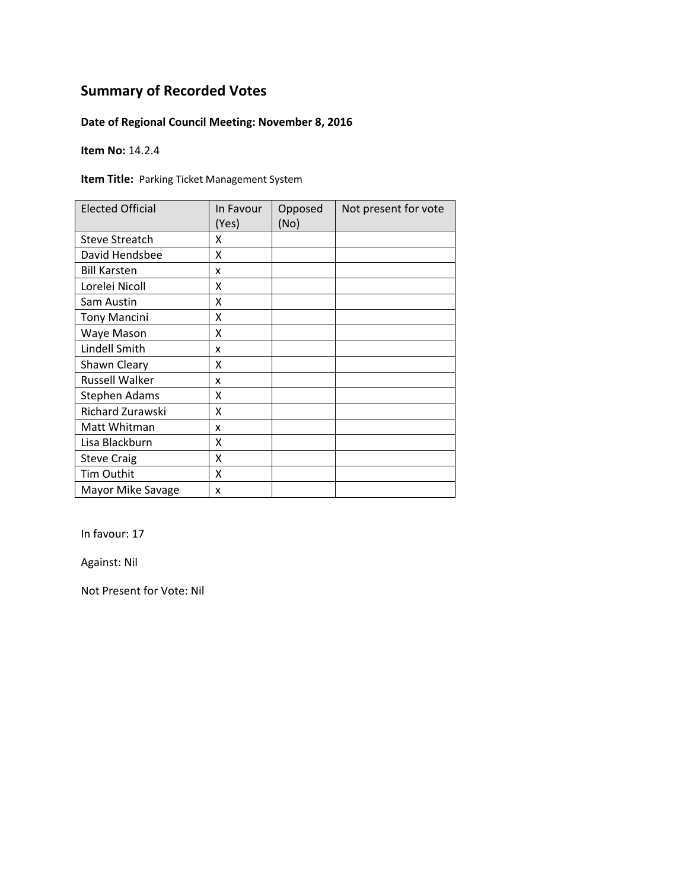## Summary of Recorded Votes

**Date of Regional Council Meeting: November 8, 2016**

**Item No:** 14.2.4

**Item Title:** Parking Ticket Management System

| Elected Official | In Favour (Yes) | Opposed (No) | Not present for vote |
|---|---|---|---|
| Steve Streatch | X | | |
| David Hendsbee | X | | |
| Bill Karsten | x | | |
| Lorelei Nicoll | X | | |
| Sam Austin | X | | |
| Tony Mancini | X | | |
| Waye Mason | X | | |
| Lindell Smith | x | | |
| Shawn Cleary | X | | |
| Russell Walker | x | | |
| Stephen Adams | X | | |
| Richard Zurawski | X | | |
| Matt Whitman | x | | |
| Lisa Blackburn | X | | |
| Steve Craig | X | | |
| Tim Outhit | X | | |
| Mayor Mike Savage | x | | |

In favour: 17

Against: Nil

Not Present for Vote: Nil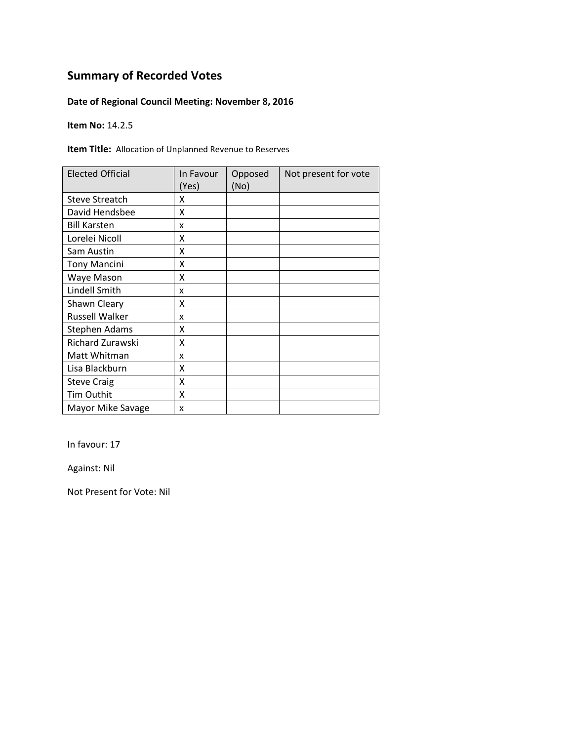# Summary of Recorded Votes

**Date of Regional Council Meeting: November 8, 2016**

**Item No:** 14.2.5

**Item Title:** Allocation of Unplanned Revenue to Reserves

| Elected Official | In Favour (Yes) | Opposed (No) | Not present for vote |
|---|---|---|---|
| Steve Streatch | X | | |
| David Hendsbee | X | | |
| Bill Karsten | x | | |
| Lorelei Nicoll | X | | |
| Sam Austin | X | | |
| Tony Mancini | X | | |
| Waye Mason | X | | |
| Lindell Smith | x | | |
| Shawn Cleary | X | | |
| Russell Walker | x | | |
| Stephen Adams | X | | |
| Richard Zurawski | X | | |
| Matt Whitman | x | | |
| Lisa Blackburn | X | | |
| Steve Craig | X | | |
| Tim Outhit | X | | |
| Mayor Mike Savage | x | | |

In favour: 17

Against: Nil

Not Present for Vote: Nil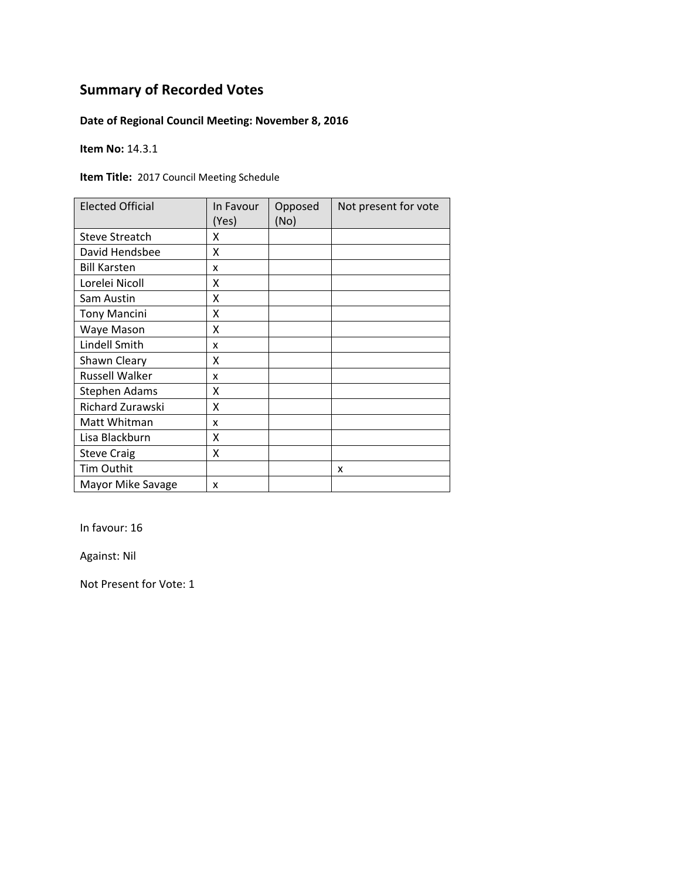## Summary of Recorded Votes

**Date of Regional Council Meeting: November 8, 2016**

**Item No:** 14.3.1

**Item Title:** 2017 Council Meeting Schedule

| Elected Official | In Favour (Yes) | Opposed (No) | Not present for vote |
|---|---|---|---|
| Steve Streatch | X | | |
| David Hendsbee | X | | |
| Bill Karsten | x | | |
| Lorelei Nicoll | X | | |
| Sam Austin | X | | |
| Tony Mancini | X | | |
| Waye Mason | X | | |
| Lindell Smith | x | | |
| Shawn Cleary | X | | |
| Russell Walker | x | | |
| Stephen Adams | X | | |
| Richard Zurawski | X | | |
| Matt Whitman | x | | |
| Lisa Blackburn | X | | |
| Steve Craig | X | | |
| Tim Outhit | | | x |
| Mayor Mike Savage | x | | |

In favour: 16

Against: Nil

Not Present for Vote: 1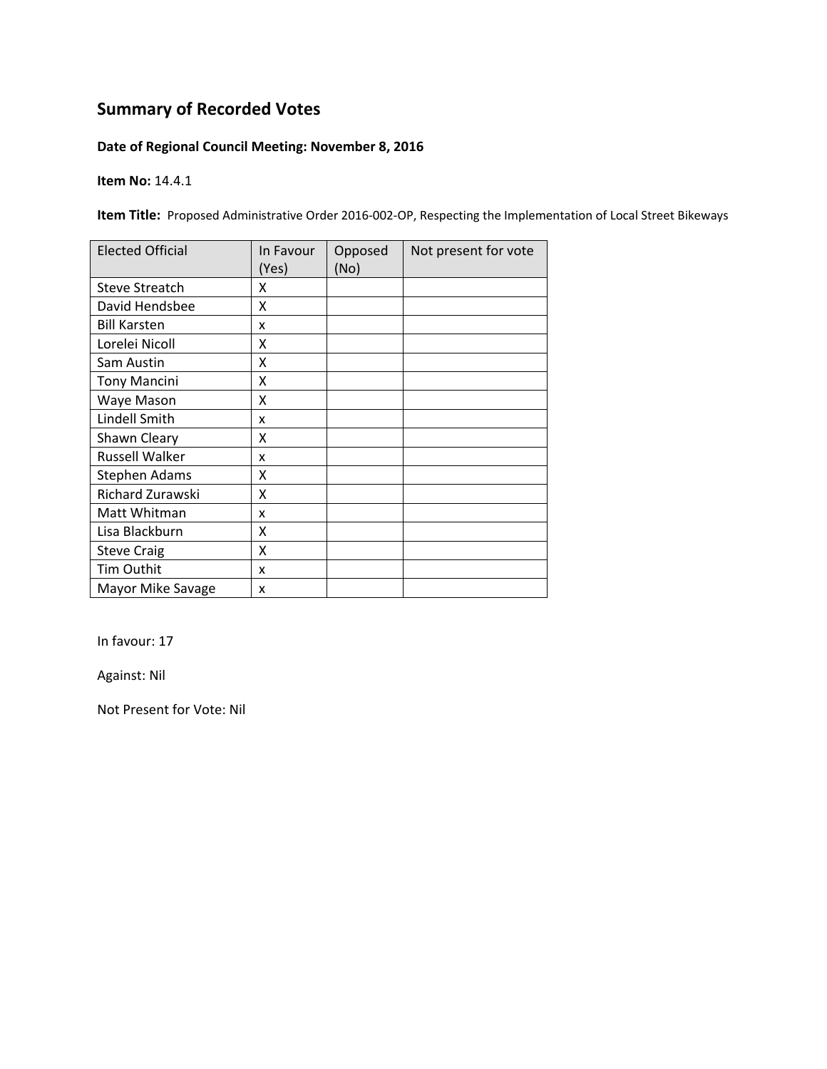## Summary of Recorded Votes

**Date of Regional Council Meeting: November 8, 2016**

**Item No:** 14.4.1

**Item Title:** Proposed Administrative Order 2016-002-OP, Respecting the Implementation of Local Street Bikeways

| Elected Official | In Favour (Yes) | Opposed (No) | Not present for vote |
|---|---|---|---|
| Steve Streatch | X | | |
| David Hendsbee | X | | |
| Bill Karsten | x | | |
| Lorelei Nicoll | X | | |
| Sam Austin | X | | |
| Tony Mancini | X | | |
| Waye Mason | X | | |
| Lindell Smith | x | | |
| Shawn Cleary | X | | |
| Russell Walker | x | | |
| Stephen Adams | X | | |
| Richard Zurawski | X | | |
| Matt Whitman | x | | |
| Lisa Blackburn | X | | |
| Steve Craig | X | | |
| Tim Outhit | x | | |
| Mayor Mike Savage | x | | |

In favour: 17

Against: Nil

Not Present for Vote: Nil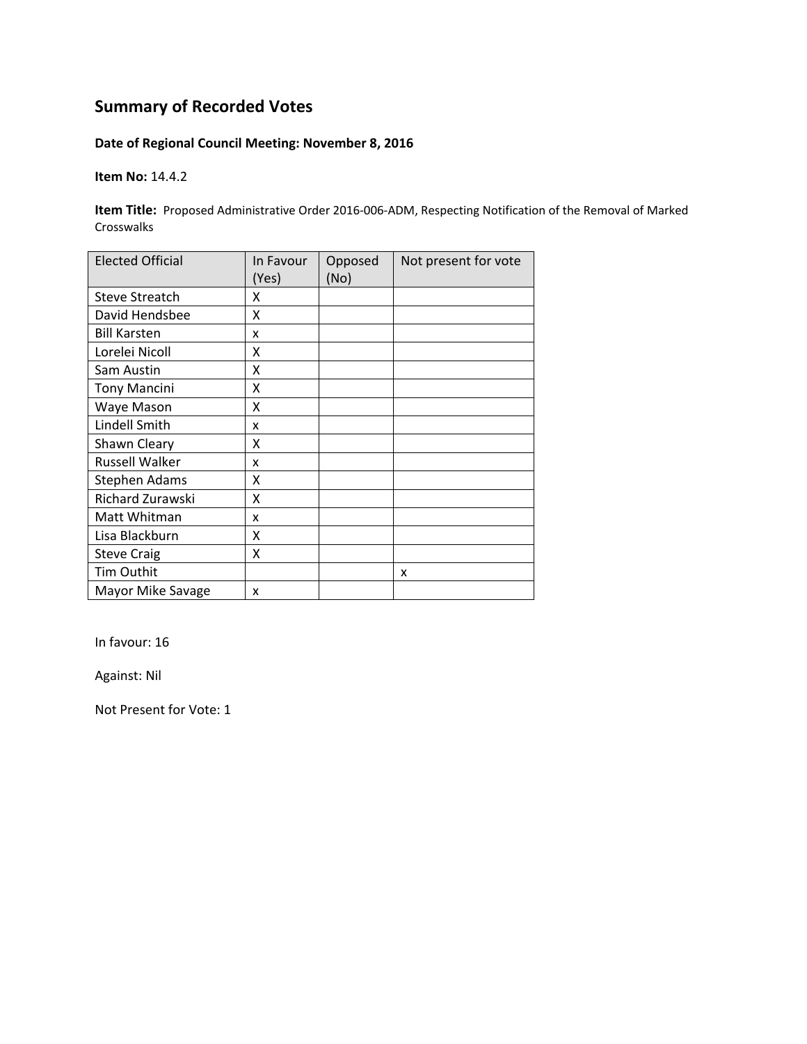## Summary of Recorded Votes

**Date of Regional Council Meeting: November 8, 2016**

**Item No:** 14.4.2

**Item Title:** Proposed Administrative Order 2016-006-ADM, Respecting Notification of the Removal of Marked Crosswalks

| Elected Official | In Favour (Yes) | Opposed (No) | Not present for vote |
|---|---|---|---|
| Steve Streatch | X | | |
| David Hendsbee | X | | |
| Bill Karsten | x | | |
| Lorelei Nicoll | X | | |
| Sam Austin | X | | |
| Tony Mancini | X | | |
| Waye Mason | X | | |
| Lindell Smith | x | | |
| Shawn Cleary | X | | |
| Russell Walker | x | | |
| Stephen Adams | X | | |
| Richard Zurawski | X | | |
| Matt Whitman | x | | |
| Lisa Blackburn | X | | |
| Steve Craig | X | | |
| Tim Outhit | | | x |
| Mayor Mike Savage | x | | |

In favour: 16

Against: Nil

Not Present for Vote: 1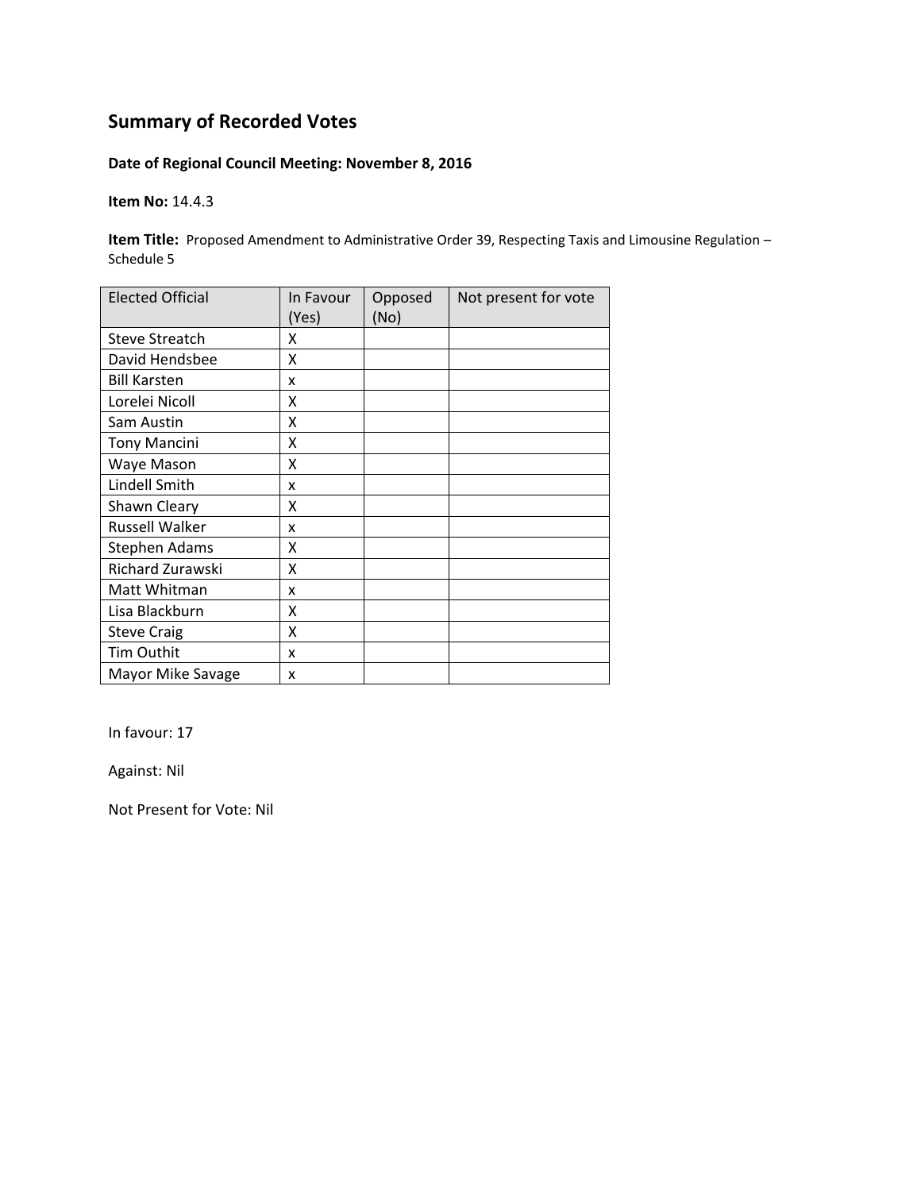## Summary of Recorded Votes

**Date of Regional Council Meeting: November 8, 2016**

**Item No:** 14.4.3

**Item Title:** Proposed Amendment to Administrative Order 39, Respecting Taxis and Limousine Regulation – Schedule 5

| Elected Official | In Favour (Yes) | Opposed (No) | Not present for vote |
|---|---|---|---|
| Steve Streatch | X | | |
| David Hendsbee | X | | |
| Bill Karsten | x | | |
| Lorelei Nicoll | X | | |
| Sam Austin | X | | |
| Tony Mancini | X | | |
| Waye Mason | X | | |
| Lindell Smith | x | | |
| Shawn Cleary | X | | |
| Russell Walker | x | | |
| Stephen Adams | X | | |
| Richard Zurawski | X | | |
| Matt Whitman | x | | |
| Lisa Blackburn | X | | |
| Steve Craig | X | | |
| Tim Outhit | x | | |
| Mayor Mike Savage | x | | |

In favour: 17

Against: Nil

Not Present for Vote: Nil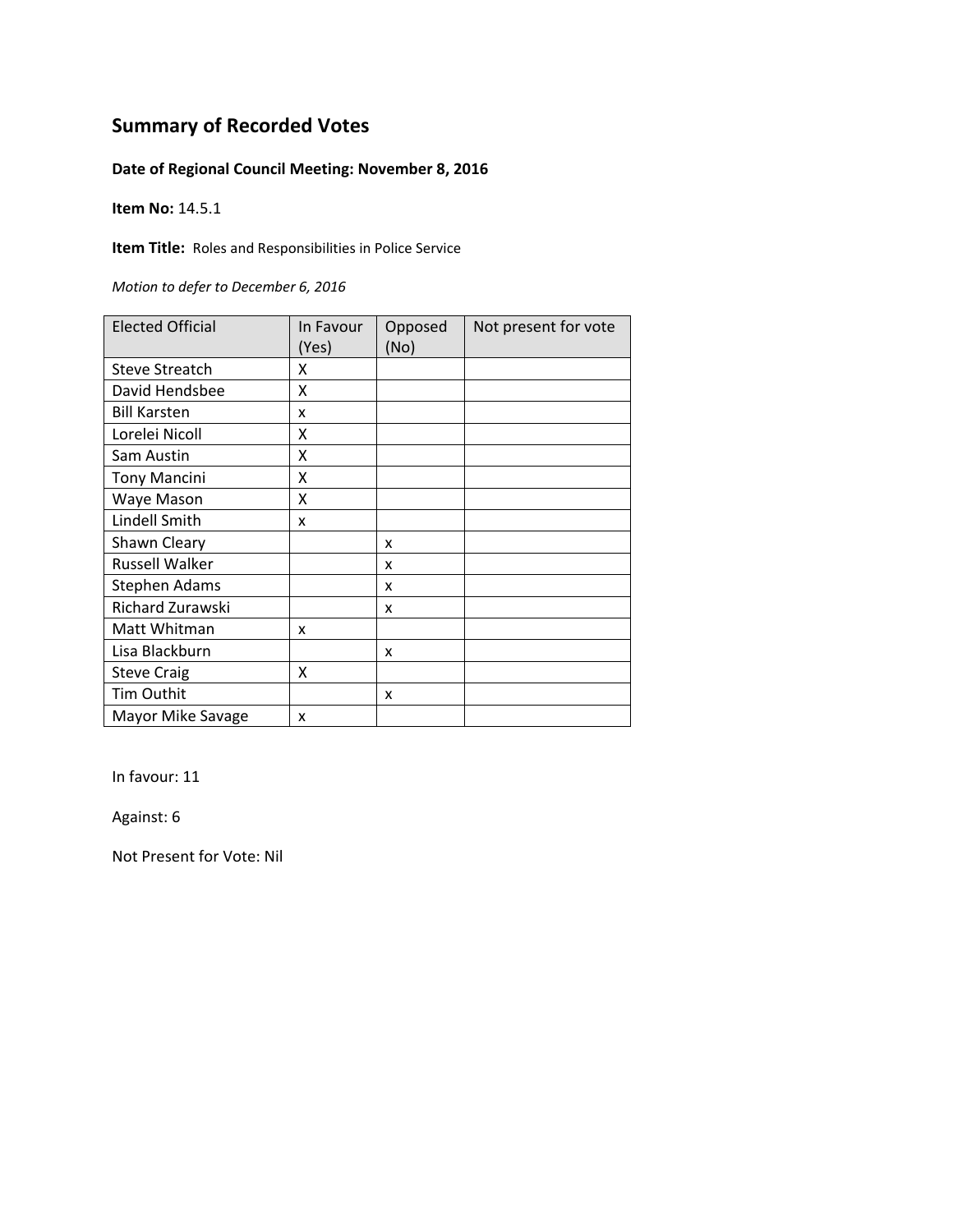# Summary of Recorded Votes

**Date of Regional Council Meeting: November 8, 2016**

**Item No:** 14.5.1

**Item Title:** Roles and Responsibilities in Police Service

*Motion to defer to December 6, 2016*

| Elected Official | In Favour (Yes) | Opposed (No) | Not present for vote |
|---|---|---|---|
| Steve Streatch | X | | |
| David Hendsbee | X | | |
| Bill Karsten | x | | |
| Lorelei Nicoll | X | | |
| Sam Austin | X | | |
| Tony Mancini | X | | |
| Waye Mason | X | | |
| Lindell Smith | x | | |
| Shawn Cleary | | x | |
| Russell Walker | | x | |
| Stephen Adams | | x | |
| Richard Zurawski | | x | |
| Matt Whitman | x | | |
| Lisa Blackburn | | x | |
| Steve Craig | X | | |
| Tim Outhit | | x | |
| Mayor Mike Savage | x | | |

In favour: 11

Against: 6

Not Present for Vote: Nil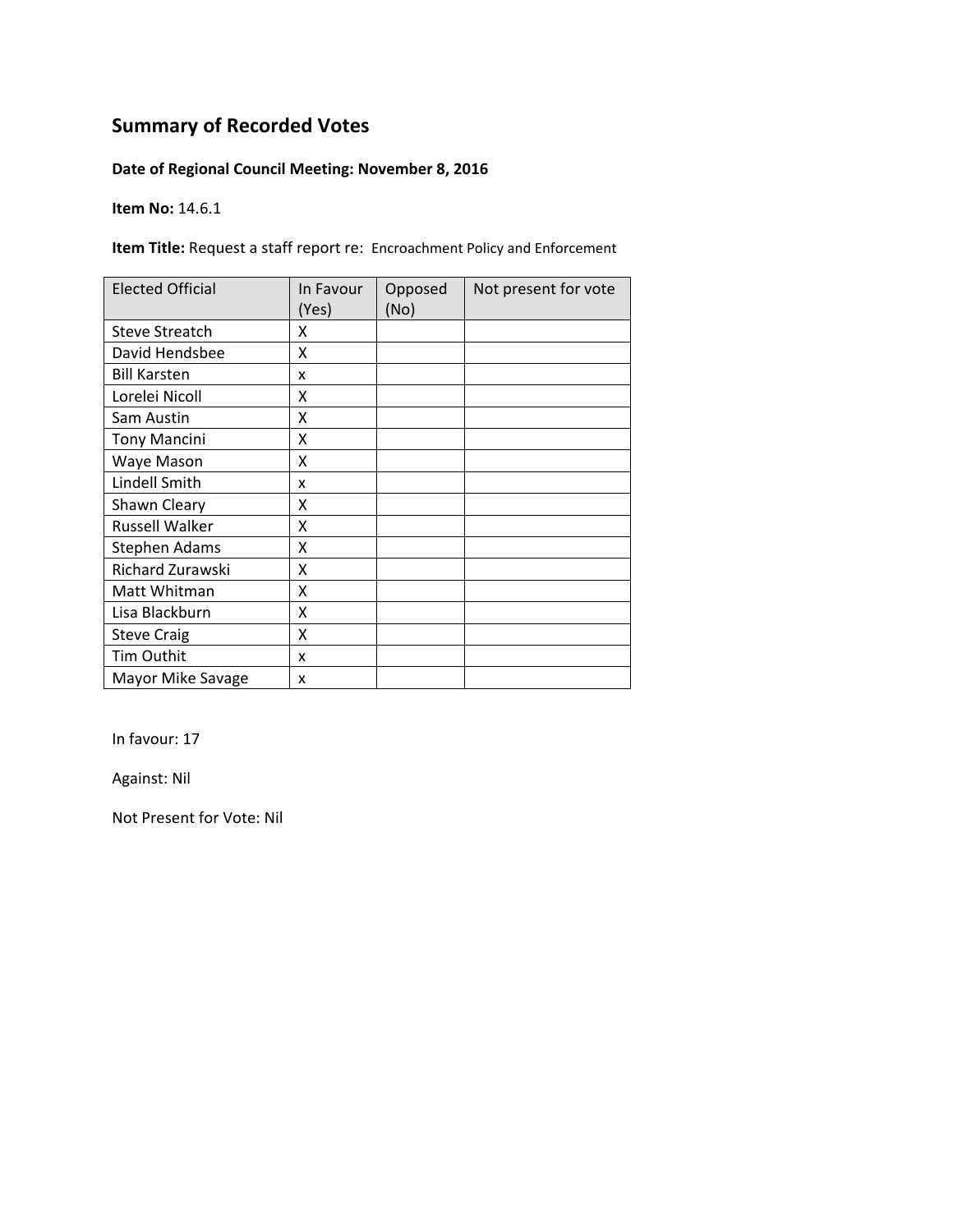## Summary of Recorded Votes

**Date of Regional Council Meeting: November 8, 2016**

**Item No:** 14.6.1

**Item Title:** Request a staff report re: Encroachment Policy and Enforcement

| Elected Official | In Favour (Yes) | Opposed (No) | Not present for vote |
|---|---|---|---|
| Steve Streatch | X | | |
| David Hendsbee | X | | |
| Bill Karsten | x | | |
| Lorelei Nicoll | X | | |
| Sam Austin | X | | |
| Tony Mancini | X | | |
| Waye Mason | X | | |
| Lindell Smith | x | | |
| Shawn Cleary | X | | |
| Russell Walker | X | | |
| Stephen Adams | X | | |
| Richard Zurawski | X | | |
| Matt Whitman | X | | |
| Lisa Blackburn | X | | |
| Steve Craig | X | | |
| Tim Outhit | x | | |
| Mayor Mike Savage | x | | |

In favour: 17

Against: Nil

Not Present for Vote: Nil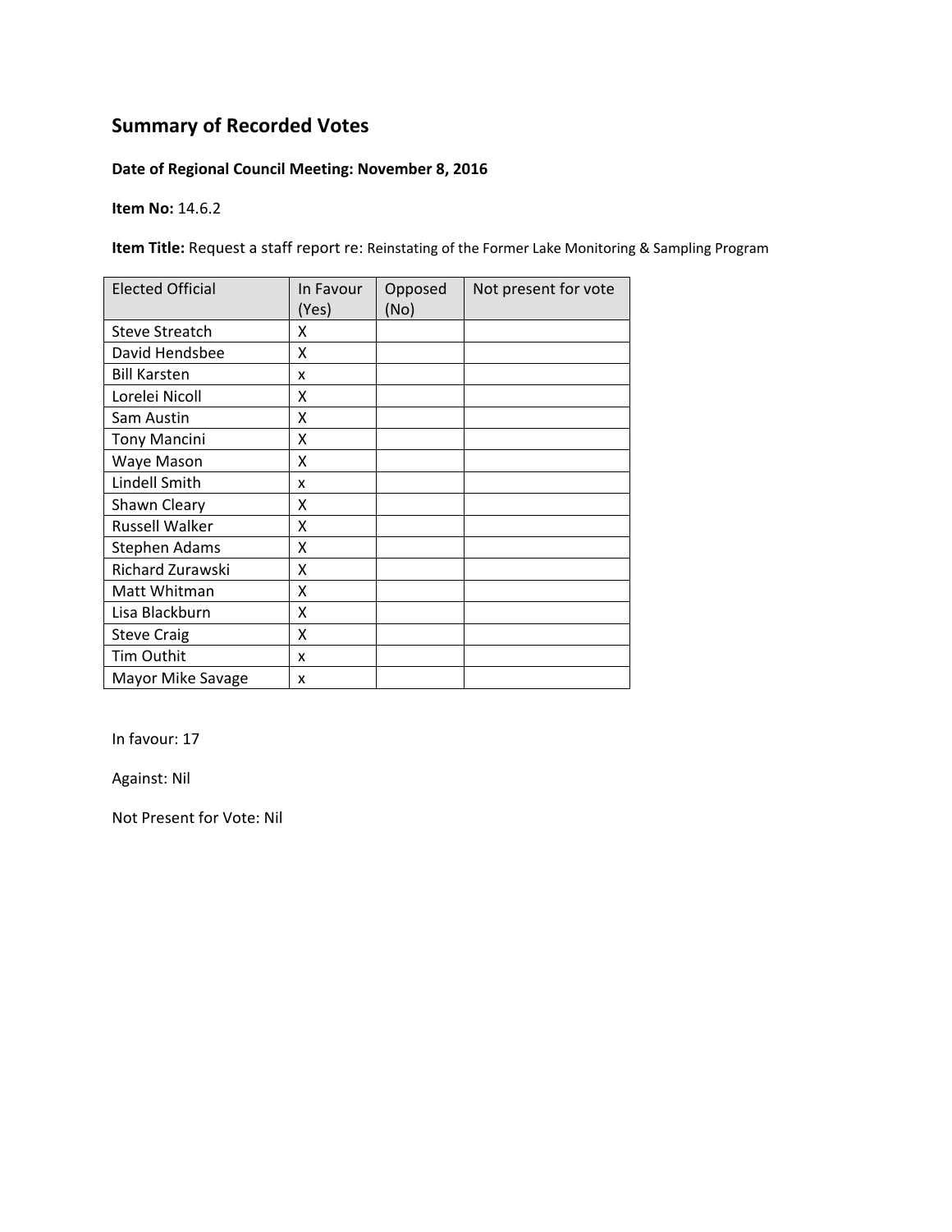## Summary of Recorded Votes

**Date of Regional Council Meeting: November 8, 2016**

**Item No:** 14.6.2

**Item Title:** Request a staff report re: Reinstating of the Former Lake Monitoring & Sampling Program

| Elected Official | In Favour (Yes) | Opposed (No) | Not present for vote |
|---|---|---|---|
| Steve Streatch | X | | |
| David Hendsbee | X | | |
| Bill Karsten | x | | |
| Lorelei Nicoll | X | | |
| Sam Austin | X | | |
| Tony Mancini | X | | |
| Waye Mason | X | | |
| Lindell Smith | x | | |
| Shawn Cleary | X | | |
| Russell Walker | X | | |
| Stephen Adams | X | | |
| Richard Zurawski | X | | |
| Matt Whitman | X | | |
| Lisa Blackburn | X | | |
| Steve Craig | X | | |
| Tim Outhit | x | | |
| Mayor Mike Savage | x | | |

In favour: 17

Against: Nil

Not Present for Vote: Nil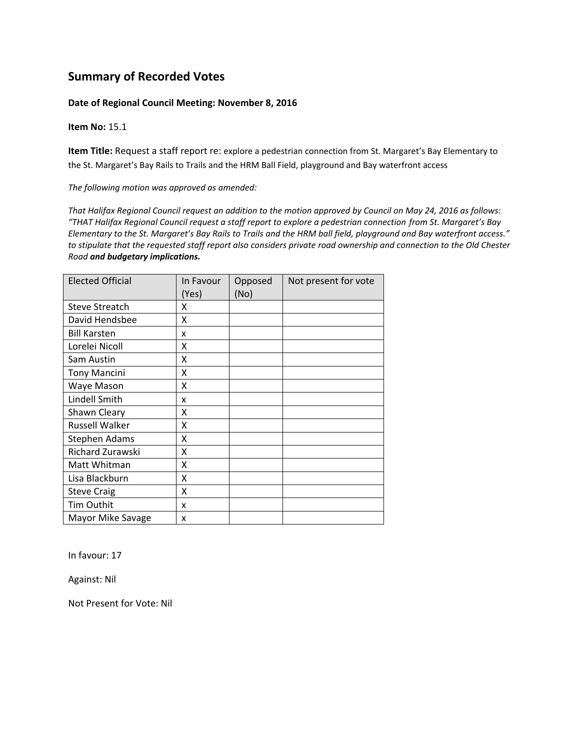## Summary of Recorded Votes

**Date of Regional Council Meeting: November 8, 2016**

**Item No:** 15.1

**Item Title:** Request a staff report re: explore a pedestrian connection from St. Margaret's Bay Elementary to the St. Margaret's Bay Rails to Trails and the HRM Ball Field, playground and Bay waterfront access

*The following motion was approved as amended:*

*That Halifax Regional Council request an addition to the motion approved by Council on May 24, 2016 as follows: "THAT Halifax Regional Council request a staff report to explore a pedestrian connection from St. Margaret's Bay Elementary to the St. Margaret's Bay Rails to Trails and the HRM ball field, playground and Bay waterfront access." to stipulate that the requested staff report also considers private road ownership and connection to the Old Chester Road* ***and budgetary implications.***

| Elected Official | In Favour (Yes) | Opposed (No) | Not present for vote |
|---|---|---|---|
| Steve Streatch | X | | |
| David Hendsbee | X | | |
| Bill Karsten | x | | |
| Lorelei Nicoll | X | | |
| Sam Austin | X | | |
| Tony Mancini | X | | |
| Waye Mason | X | | |
| Lindell Smith | x | | |
| Shawn Cleary | X | | |
| Russell Walker | X | | |
| Stephen Adams | X | | |
| Richard Zurawski | X | | |
| Matt Whitman | X | | |
| Lisa Blackburn | X | | |
| Steve Craig | X | | |
| Tim Outhit | x | | |
| Mayor Mike Savage | x | | |

In favour: 17

Against: Nil

Not Present for Vote: Nil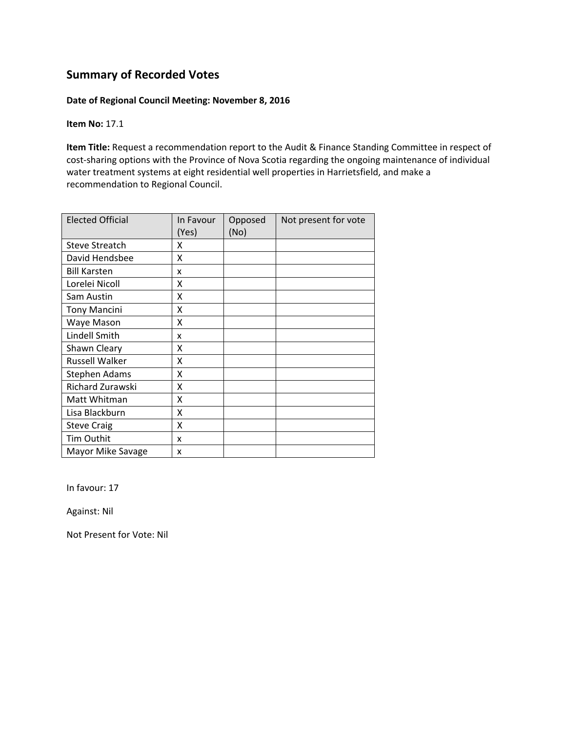## Summary of Recorded Votes

**Date of Regional Council Meeting: November 8, 2016**

**Item No:** 17.1

**Item Title:** Request a recommendation report to the Audit & Finance Standing Committee in respect of cost-sharing options with the Province of Nova Scotia regarding the ongoing maintenance of individual water treatment systems at eight residential well properties in Harrietsfield, and make a recommendation to Regional Council.

| Elected Official | In Favour (Yes) | Opposed (No) | Not present for vote |
|---|---|---|---|
| Steve Streatch | X | | |
| David Hendsbee | X | | |
| Bill Karsten | x | | |
| Lorelei Nicoll | X | | |
| Sam Austin | X | | |
| Tony Mancini | X | | |
| Waye Mason | X | | |
| Lindell Smith | x | | |
| Shawn Cleary | X | | |
| Russell Walker | X | | |
| Stephen Adams | X | | |
| Richard Zurawski | X | | |
| Matt Whitman | X | | |
| Lisa Blackburn | X | | |
| Steve Craig | X | | |
| Tim Outhit | x | | |
| Mayor Mike Savage | x | | |

In favour: 17

Against: Nil

Not Present for Vote: Nil